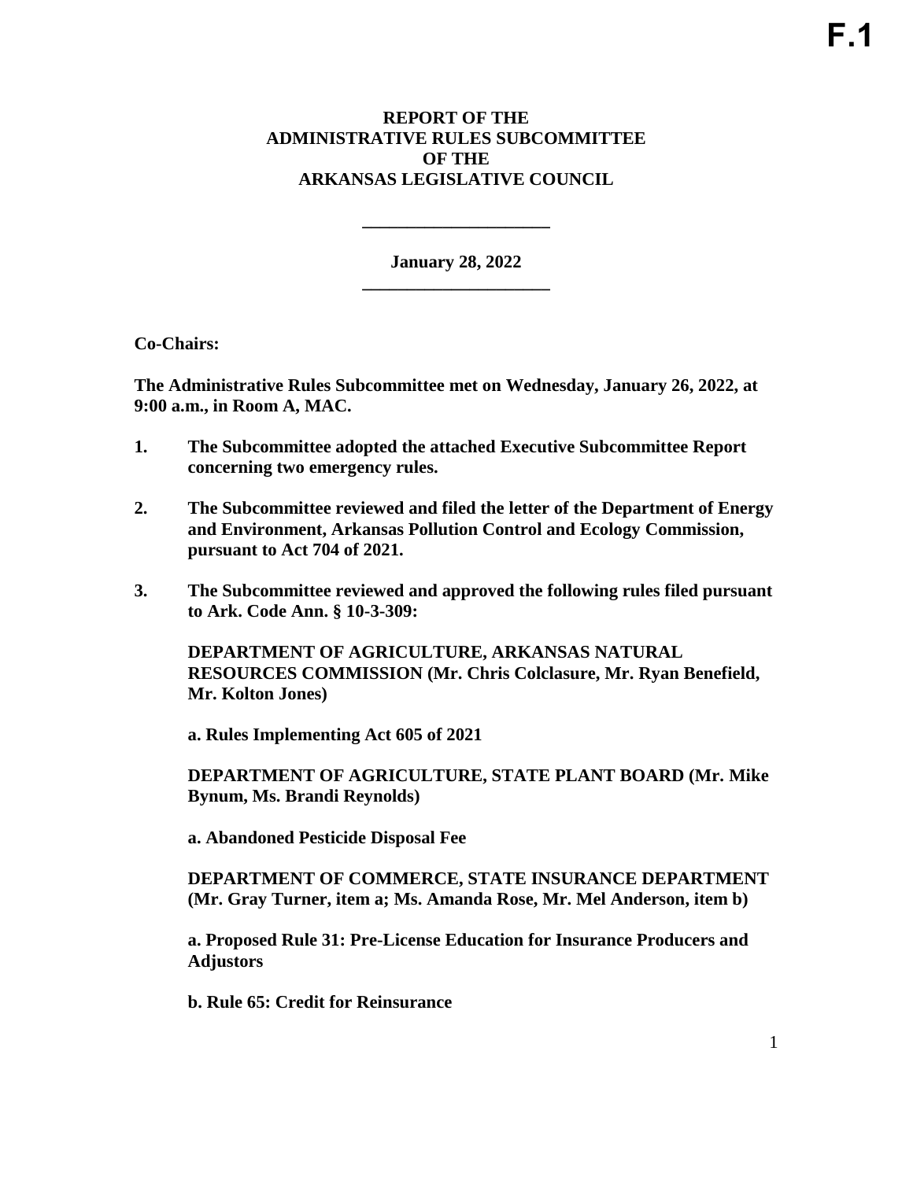F.1

**REPORT OF THE**
**ADMINISTRATIVE RULES SUBCOMMITTEE**
**OF THE**
**ARKANSAS LEGISLATIVE COUNCIL**

---

**January 28, 2022**

---

**Co-Chairs:**

**The Administrative Rules Subcommittee met on Wednesday, January 26, 2022, at 9:00 a.m., in Room A, MAC.**

1. **The Subcommittee adopted the attached Executive Subcommittee Report concerning two emergency rules.**

2. **The Subcommittee reviewed and filed the letter of the Department of Energy and Environment, Arkansas Pollution Control and Ecology Commission, pursuant to Act 704 of 2021.**

3. **The Subcommittee reviewed and approved the following rules filed pursuant to Ark. Code Ann. § 10-3-309:**

   **DEPARTMENT OF AGRICULTURE, ARKANSAS NATURAL RESOURCES COMMISSION (Mr. Chris Colclasure, Mr. Ryan Benefield, Mr. Kolton Jones)**

   **a. Rules Implementing Act 605 of 2021**

   **DEPARTMENT OF AGRICULTURE, STATE PLANT BOARD (Mr. Mike Bynum, Ms. Brandi Reynolds)**

   **a. Abandoned Pesticide Disposal Fee**

   **DEPARTMENT OF COMMERCE, STATE INSURANCE DEPARTMENT (Mr. Gray Turner, item a; Ms. Amanda Rose, Mr. Mel Anderson, item b)**

   **a. Proposed Rule 31: Pre-License Education for Insurance Producers and Adjustors**

   **b. Rule 65: Credit for Reinsurance**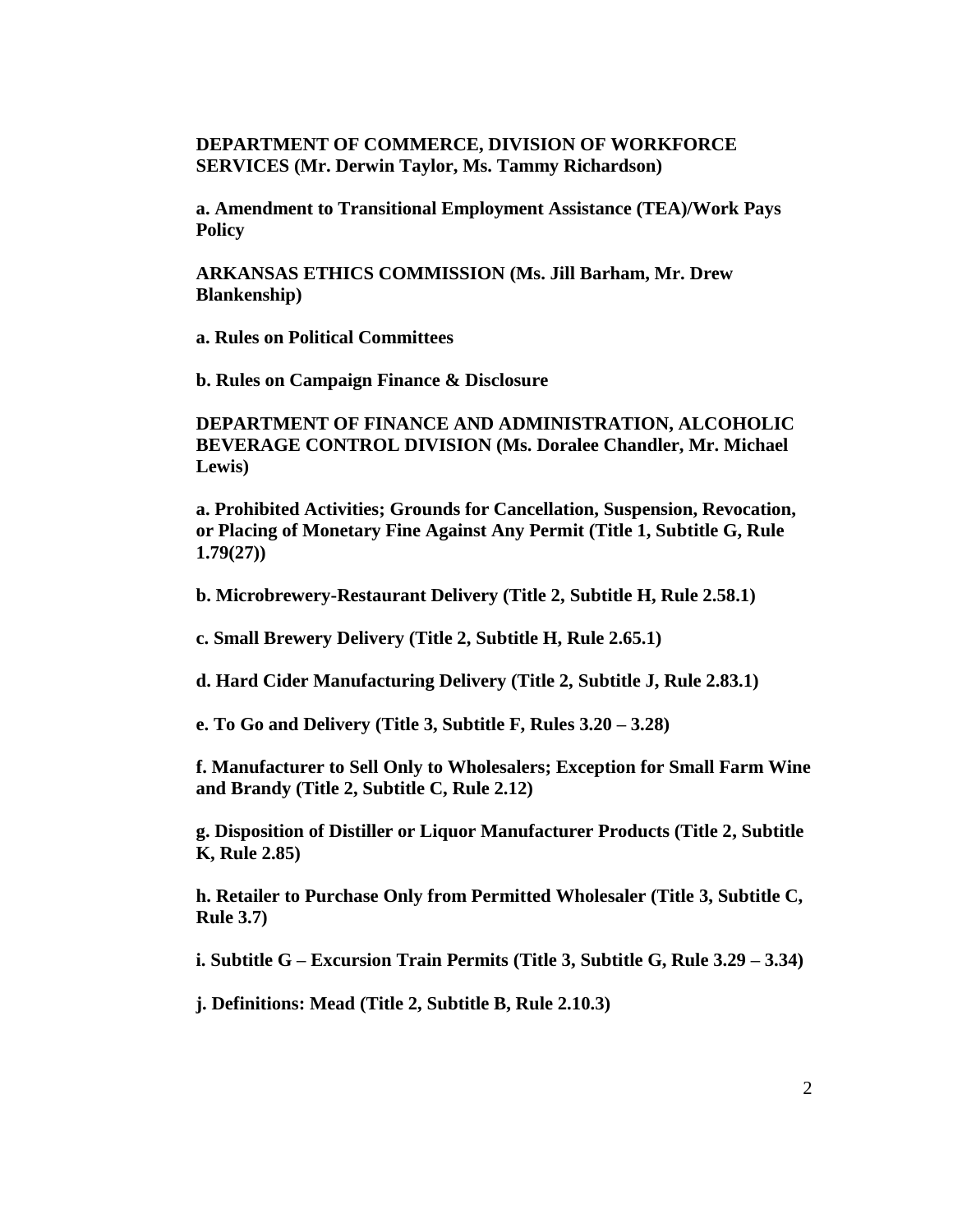**DEPARTMENT OF COMMERCE, DIVISION OF WORKFORCE SERVICES (Mr. Derwin Taylor, Ms. Tammy Richardson)**

**a. Amendment to Transitional Employment Assistance (TEA)/Work Pays Policy**

**ARKANSAS ETHICS COMMISSION (Ms. Jill Barham, Mr. Drew Blankenship)**

**a. Rules on Political Committees**

**b. Rules on Campaign Finance & Disclosure**

**DEPARTMENT OF FINANCE AND ADMINISTRATION, ALCOHOLIC BEVERAGE CONTROL DIVISION (Ms. Doralee Chandler, Mr. Michael Lewis)**

**a. Prohibited Activities; Grounds for Cancellation, Suspension, Revocation, or Placing of Monetary Fine Against Any Permit (Title 1, Subtitle G, Rule 1.79(27))**

**b. Microbrewery-Restaurant Delivery (Title 2, Subtitle H, Rule 2.58.1)**

**c. Small Brewery Delivery (Title 2, Subtitle H, Rule 2.65.1)**

**d. Hard Cider Manufacturing Delivery (Title 2, Subtitle J, Rule 2.83.1)**

**e. To Go and Delivery (Title 3, Subtitle F, Rules 3.20 – 3.28)**

**f. Manufacturer to Sell Only to Wholesalers; Exception for Small Farm Wine and Brandy (Title 2, Subtitle C, Rule 2.12)**

**g. Disposition of Distiller or Liquor Manufacturer Products (Title 2, Subtitle K, Rule 2.85)**

**h. Retailer to Purchase Only from Permitted Wholesaler (Title 3, Subtitle C, Rule 3.7)**

**i. Subtitle G – Excursion Train Permits (Title 3, Subtitle G, Rule 3.29 – 3.34)**

**j. Definitions: Mead (Title 2, Subtitle B, Rule 2.10.3)**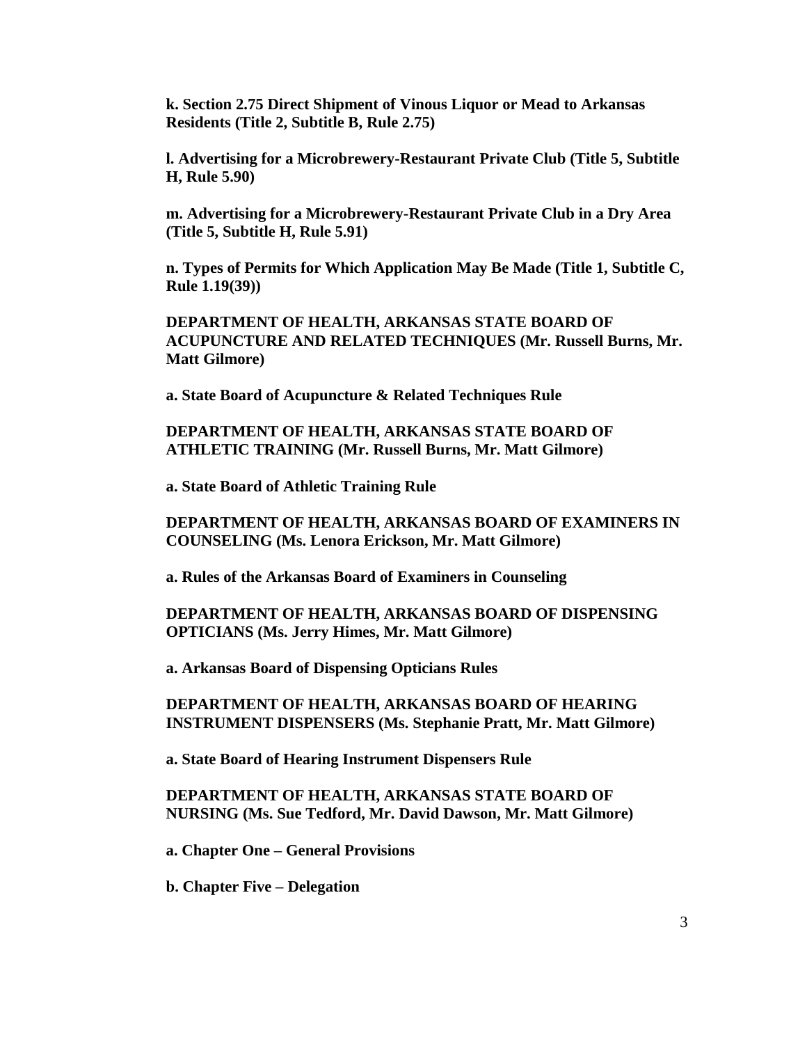**k. Section 2.75 Direct Shipment of Vinous Liquor or Mead to Arkansas Residents (Title 2, Subtitle B, Rule 2.75)**

**l. Advertising for a Microbrewery-Restaurant Private Club (Title 5, Subtitle H, Rule 5.90)**

**m. Advertising for a Microbrewery-Restaurant Private Club in a Dry Area (Title 5, Subtitle H, Rule 5.91)**

**n. Types of Permits for Which Application May Be Made (Title 1, Subtitle C, Rule 1.19(39))**

**DEPARTMENT OF HEALTH, ARKANSAS STATE BOARD OF ACUPUNCTURE AND RELATED TECHNIQUES (Mr. Russell Burns, Mr. Matt Gilmore)**

**a. State Board of Acupuncture & Related Techniques Rule**

**DEPARTMENT OF HEALTH, ARKANSAS STATE BOARD OF ATHLETIC TRAINING (Mr. Russell Burns, Mr. Matt Gilmore)**

**a. State Board of Athletic Training Rule**

**DEPARTMENT OF HEALTH, ARKANSAS BOARD OF EXAMINERS IN COUNSELING (Ms. Lenora Erickson, Mr. Matt Gilmore)**

**a. Rules of the Arkansas Board of Examiners in Counseling**

**DEPARTMENT OF HEALTH, ARKANSAS BOARD OF DISPENSING OPTICIANS (Ms. Jerry Himes, Mr. Matt Gilmore)**

**a. Arkansas Board of Dispensing Opticians Rules**

**DEPARTMENT OF HEALTH, ARKANSAS BOARD OF HEARING INSTRUMENT DISPENSERS (Ms. Stephanie Pratt, Mr. Matt Gilmore)**

**a. State Board of Hearing Instrument Dispensers Rule**

**DEPARTMENT OF HEALTH, ARKANSAS STATE BOARD OF NURSING (Ms. Sue Tedford, Mr. David Dawson, Mr. Matt Gilmore)**

**a. Chapter One – General Provisions**

**b. Chapter Five – Delegation**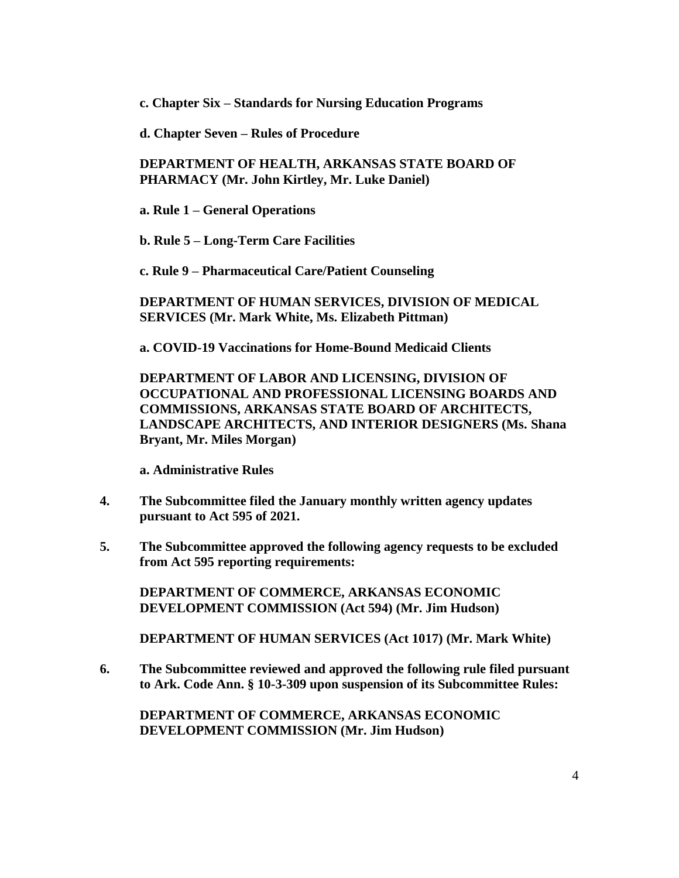**c. Chapter Six – Standards for Nursing Education Programs**

**d. Chapter Seven – Rules of Procedure**

**DEPARTMENT OF HEALTH, ARKANSAS STATE BOARD OF PHARMACY (Mr. John Kirtley, Mr. Luke Daniel)**

**a. Rule 1 – General Operations**

**b. Rule 5 – Long-Term Care Facilities**

**c. Rule 9 – Pharmaceutical Care/Patient Counseling**

**DEPARTMENT OF HUMAN SERVICES, DIVISION OF MEDICAL SERVICES (Mr. Mark White, Ms. Elizabeth Pittman)**

**a. COVID-19 Vaccinations for Home-Bound Medicaid Clients**

**DEPARTMENT OF LABOR AND LICENSING, DIVISION OF OCCUPATIONAL AND PROFESSIONAL LICENSING BOARDS AND COMMISSIONS, ARKANSAS STATE BOARD OF ARCHITECTS, LANDSCAPE ARCHITECTS, AND INTERIOR DESIGNERS (Ms. Shana Bryant, Mr. Miles Morgan)**

**a. Administrative Rules**

**4. The Subcommittee filed the January monthly written agency updates pursuant to Act 595 of 2021.**

**5. The Subcommittee approved the following agency requests to be excluded from Act 595 reporting requirements:**

**DEPARTMENT OF COMMERCE, ARKANSAS ECONOMIC DEVELOPMENT COMMISSION (Act 594) (Mr. Jim Hudson)**

**DEPARTMENT OF HUMAN SERVICES (Act 1017) (Mr. Mark White)**

**6. The Subcommittee reviewed and approved the following rule filed pursuant to Ark. Code Ann. § 10-3-309 upon suspension of its Subcommittee Rules:**

**DEPARTMENT OF COMMERCE, ARKANSAS ECONOMIC DEVELOPMENT COMMISSION (Mr. Jim Hudson)**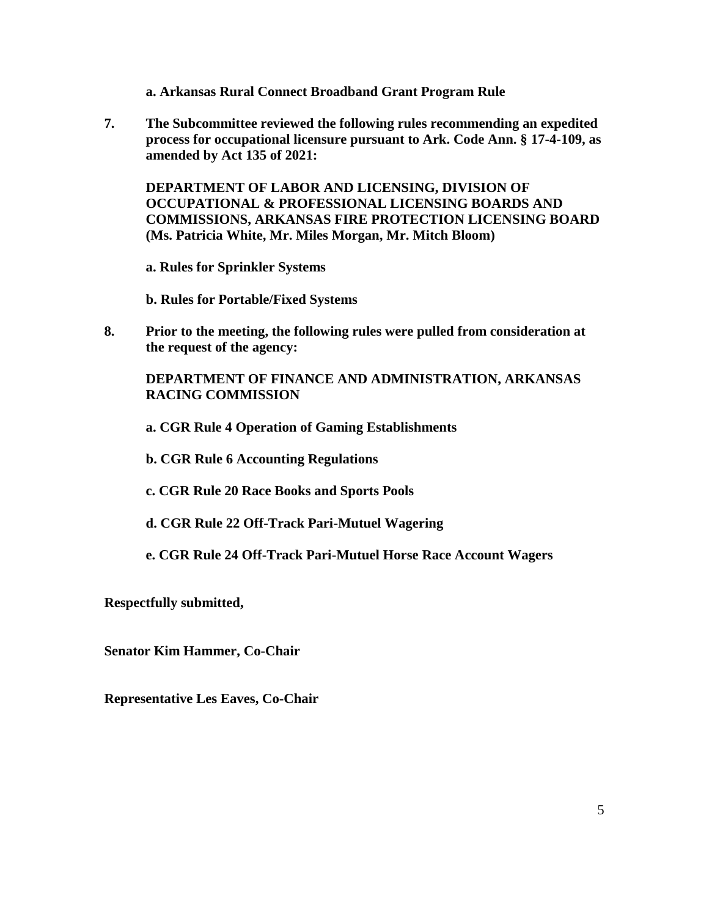**a. Arkansas Rural Connect Broadband Grant Program Rule**

**7. The Subcommittee reviewed the following rules recommending an expedited process for occupational licensure pursuant to Ark. Code Ann. § 17-4-109, as amended by Act 135 of 2021:**

**DEPARTMENT OF LABOR AND LICENSING, DIVISION OF OCCUPATIONAL & PROFESSIONAL LICENSING BOARDS AND COMMISSIONS, ARKANSAS FIRE PROTECTION LICENSING BOARD (Ms. Patricia White, Mr. Miles Morgan, Mr. Mitch Bloom)**

**a. Rules for Sprinkler Systems**

**b. Rules for Portable/Fixed Systems**

**8. Prior to the meeting, the following rules were pulled from consideration at the request of the agency:**

**DEPARTMENT OF FINANCE AND ADMINISTRATION, ARKANSAS RACING COMMISSION**

**a. CGR Rule 4 Operation of Gaming Establishments**

**b. CGR Rule 6 Accounting Regulations**

**c. CGR Rule 20 Race Books and Sports Pools**

**d. CGR Rule 22 Off-Track Pari-Mutuel Wagering**

**e. CGR Rule 24 Off-Track Pari-Mutuel Horse Race Account Wagers**

**Respectfully submitted,**

**Senator Kim Hammer, Co-Chair**

**Representative Les Eaves, Co-Chair**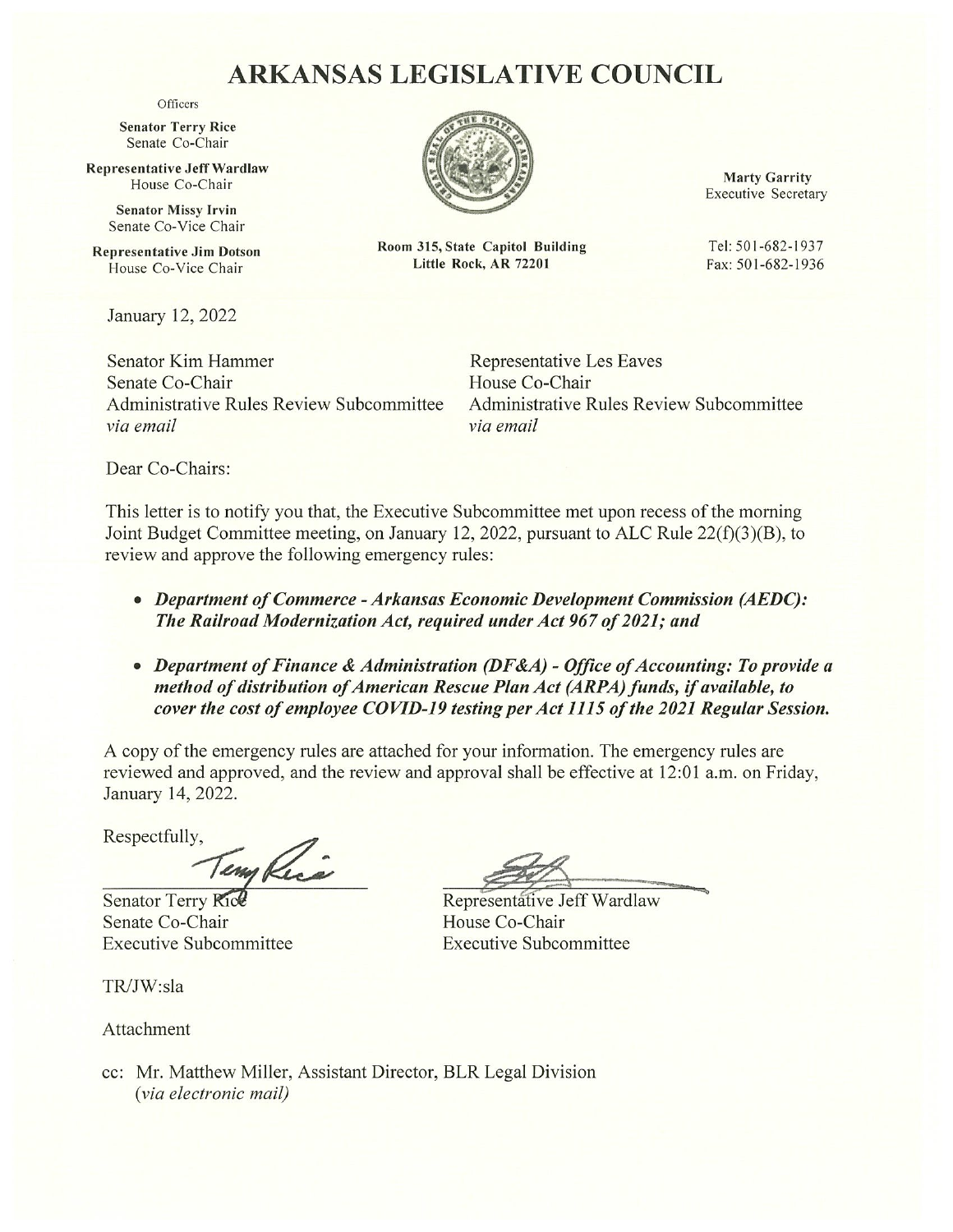# ARKANSAS LEGISLATIVE COUNCIL

Officers

**Senator Terry Rice**
Senate Co-Chair

**Representative Jeff Wardlaw**
House Co-Chair

**Senator Missy Irvin**
Senate Co-Vice Chair

**Representative Jim Dotson**
House Co-Vice Chair

**Room 315, State Capitol Building**
**Little Rock, AR 72201**

**Marty Garrity**
Executive Secretary

Tel: 501-682-1937
Fax: 501-682-1936

January 12, 2022

Senator Kim Hammer
Senate Co-Chair
Administrative Rules Review Subcommittee
*via email*

Representative Les Eaves
House Co-Chair
Administrative Rules Review Subcommittee
*via email*

Dear Co-Chairs:

This letter is to notify you that, the Executive Subcommittee met upon recess of the morning Joint Budget Committee meeting, on January 12, 2022, pursuant to ALC Rule 22(f)(3)(B), to review and approve the following emergency rules:

- ***Department of Commerce - Arkansas Economic Development Commission (AEDC): The Railroad Modernization Act, required under Act 967 of 2021; and***
- ***Department of Finance & Administration (DF&A) - Office of Accounting: To provide a method of distribution of American Rescue Plan Act (ARPA) funds, if available, to cover the cost of employee COVID-19 testing per Act 1115 of the 2021 Regular Session.***

A copy of the emergency rules are attached for your information. The emergency rules are reviewed and approved, and the review and approval shall be effective at 12:01 a.m. on Friday, January 14, 2022.

Respectfully,

Senator Terry Rice
Senate Co-Chair
Executive Subcommittee

Representative Jeff Wardlaw
House Co-Chair
Executive Subcommittee

TR/JW:sla

Attachment

cc: Mr. Matthew Miller, Assistant Director, BLR Legal Division
*(via electronic mail)*